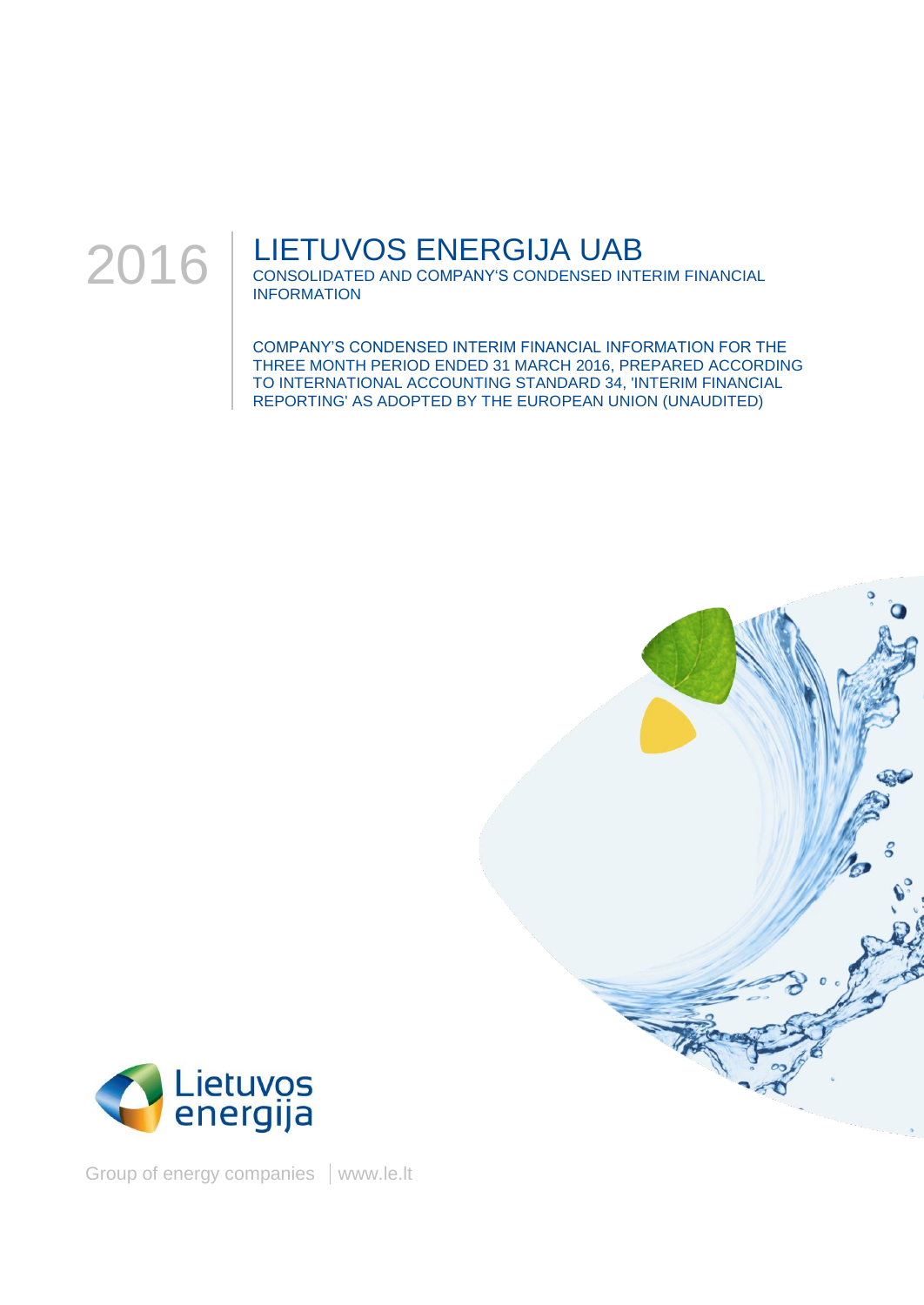2016

# LIETUVOS ENERGIJA UAB

CONSOLIDATED AND COMPANY'S CONDENSED INTERIM FINANCIAL INFORMATION

COMPANY'S CONDENSED INTERIM FINANCIAL INFORMATION FOR THE THREE MONTH PERIOD ENDED 31 MARCH 2016, PREPARED ACCORDING TO INTERNATIONAL ACCOUNTING STANDARD 34, 'INTERIM FINANCIAL REPORTING' AS ADOPTED BY THE EUROPEAN UNION (UNAUDITED)

Lietuvos energija

Group of energy companies | www.le.lt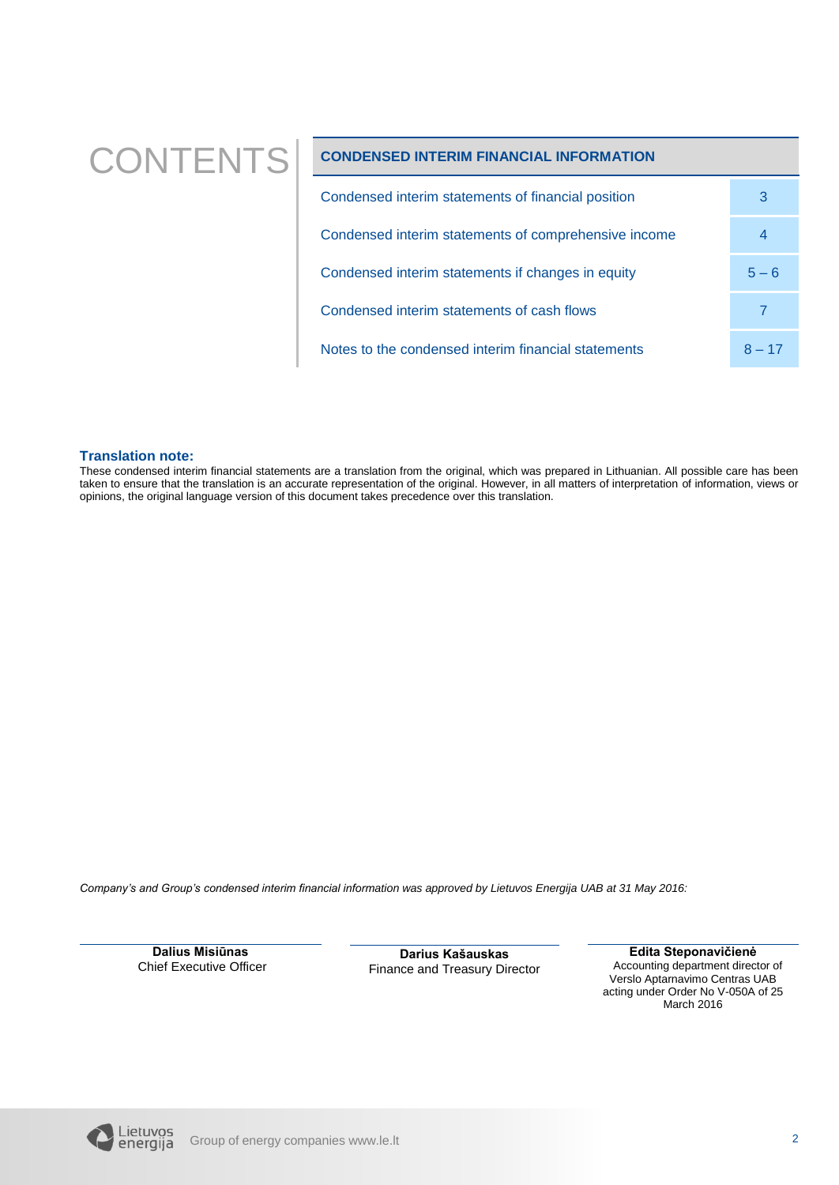# CONTENTS

| CONDENSED INTERIM FINANCIAL INFORMATION | |
|---|---|
| Condensed interim statements of financial position | 3 |
| Condensed interim statements of comprehensive income | 4 |
| Condensed interim statements if changes in equity | 5 – 6 |
| Condensed interim statements of cash flows | 7 |
| Notes to the condensed interim financial statements | 8 – 17 |

**Translation note:**

These condensed interim financial statements are a translation from the original, which was prepared in Lithuanian. All possible care has been taken to ensure that the translation is an accurate representation of the original. However, in all matters of interpretation of information, views or opinions, the original language version of this document takes precedence over this translation.

*Company's and Group's condensed interim financial information was approved by Lietuvos Energija UAB at 31 May 2016:*

**Dalius Misiūnas**
Chief Executive Officer

**Darius Kašauskas**
Finance and Treasury Director

**Edita Steponavičienė**
Accounting department director of Verslo Aptarnavimo Centras UAB acting under Order No V-050A of 25 March 2016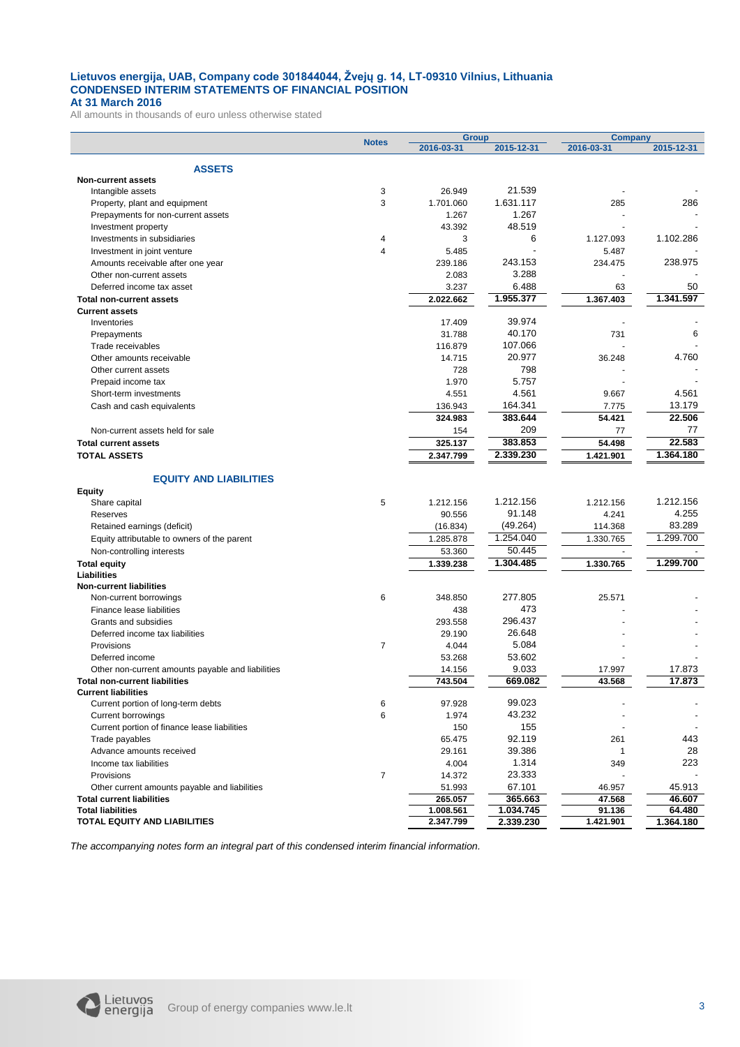# Lietuvos energija, UAB, Company code 301844044, Žvejų g. 14, LT-09310 Vilnius, Lithuania
## CONDENSED INTERIM STATEMENTS OF FINANCIAL POSITION
### At 31 March 2016

All amounts in thousands of euro unless otherwise stated

| | Notes | Group | | Company | |
|---|---|---|---|---|---|
| | | 2016-03-31 | 2015-12-31 | 2016-03-31 | 2015-12-31 |
| **ASSETS** | | | | | |
| **Non-current assets** | | | | | |
| Intangible assets | 3 | 26.949 | 21.539 | - | - |
| Property, plant and equipment | 3 | 1.701.060 | 1.631.117 | 285 | 286 |
| Prepayments for non-current assets | | 1.267 | 1.267 | - | - |
| Investment property | | 43.392 | 48.519 | - | - |
| Investments in subsidiaries | 4 | 3 | 6 | 1.127.093 | 1.102.286 |
| Investment in joint venture | 4 | 5.485 | - | 5.487 | - |
| Amounts receivable after one year | | 239.186 | 243.153 | 234.475 | 238.975 |
| Other non-current assets | | 2.083 | 3.288 | - | - |
| Deferred income tax asset | | 3.237 | 6.488 | 63 | 50 |
| **Total non-current assets** | | **2.022.662** | **1.955.377** | **1.367.403** | **1.341.597** |
| **Current assets** | | | | | |
| Inventories | | 17.409 | 39.974 | - | - |
| Prepayments | | 31.788 | 40.170 | 731 | 6 |
| Trade receivables | | 116.879 | 107.066 | - | - |
| Other amounts receivable | | 14.715 | 20.977 | 36.248 | 4.760 |
| Other current assets | | 728 | 798 | - | - |
| Prepaid income tax | | 1.970 | 5.757 | - | - |
| Short-term investments | | 4.551 | 4.561 | 9.667 | 4.561 |
| Cash and cash equivalents | | 136.943 | 164.341 | 7.775 | 13.179 |
| | | **324.983** | **383.644** | **54.421** | **22.506** |
| Non-current assets held for sale | | 154 | 209 | 77 | 77 |
| **Total current assets** | | **325.137** | **383.853** | **54.498** | **22.583** |
| **TOTAL ASSETS** | | **2.347.799** | **2.339.230** | **1.421.901** | **1.364.180** |
| **EQUITY AND LIABILITIES** | | | | | |
| **Equity** | | | | | |
| Share capital | 5 | 1.212.156 | 1.212.156 | 1.212.156 | 1.212.156 |
| Reserves | | 90.556 | 91.148 | 4.241 | 4.255 |
| Retained earnings (deficit) | | (16.834) | (49.264) | 114.368 | 83.289 |
| Equity attributable to owners of the parent | | 1.285.878 | 1.254.040 | 1.330.765 | 1.299.700 |
| Non-controlling interests | | 53.360 | 50.445 | - | - |
| **Total equity** | | **1.339.238** | **1.304.485** | **1.330.765** | **1.299.700** |
| **Liabilities** | | | | | |
| **Non-current liabilities** | | | | | |
| Non-current borrowings | 6 | 348.850 | 277.805 | 25.571 | - |
| Finance lease liabilities | | 438 | 473 | - | - |
| Grants and subsidies | | 293.558 | 296.437 | - | - |
| Deferred income tax liabilities | | 29.190 | 26.648 | - | - |
| Provisions | 7 | 4.044 | 5.084 | - | - |
| Deferred income | | 53.268 | 53.602 | - | - |
| Other non-current amounts payable and liabilities | | 14.156 | 9.033 | 17.997 | 17.873 |
| **Total non-current liabilities** | | **743.504** | **669.082** | **43.568** | **17.873** |
| **Current liabilities** | | | | | |
| Current portion of long-term debts | 6 | 97.928 | 99.023 | - | - |
| Current borrowings | 6 | 1.974 | 43.232 | - | - |
| Current portion of finance lease liabilities | | 150 | 155 | - | - |
| Trade payables | | 65.475 | 92.119 | 261 | 443 |
| Advance amounts received | | 29.161 | 39.386 | 1 | 28 |
| Income tax liabilities | | 4.004 | 1.314 | 349 | 223 |
| Provisions | 7 | 14.372 | 23.333 | - | - |
| Other current amounts payable and liabilities | | 51.993 | 67.101 | 46.957 | 45.913 |
| **Total current liabilities** | | **265.057** | **365.663** | **47.568** | **46.607** |
| **Total liabilities** | | **1.008.561** | **1.034.745** | **91.136** | **64.480** |
| **TOTAL EQUITY AND LIABILITIES** | | **2.347.799** | **2.339.230** | **1.421.901** | **1.364.180** |

*The accompanying notes form an integral part of this condensed interim financial information.*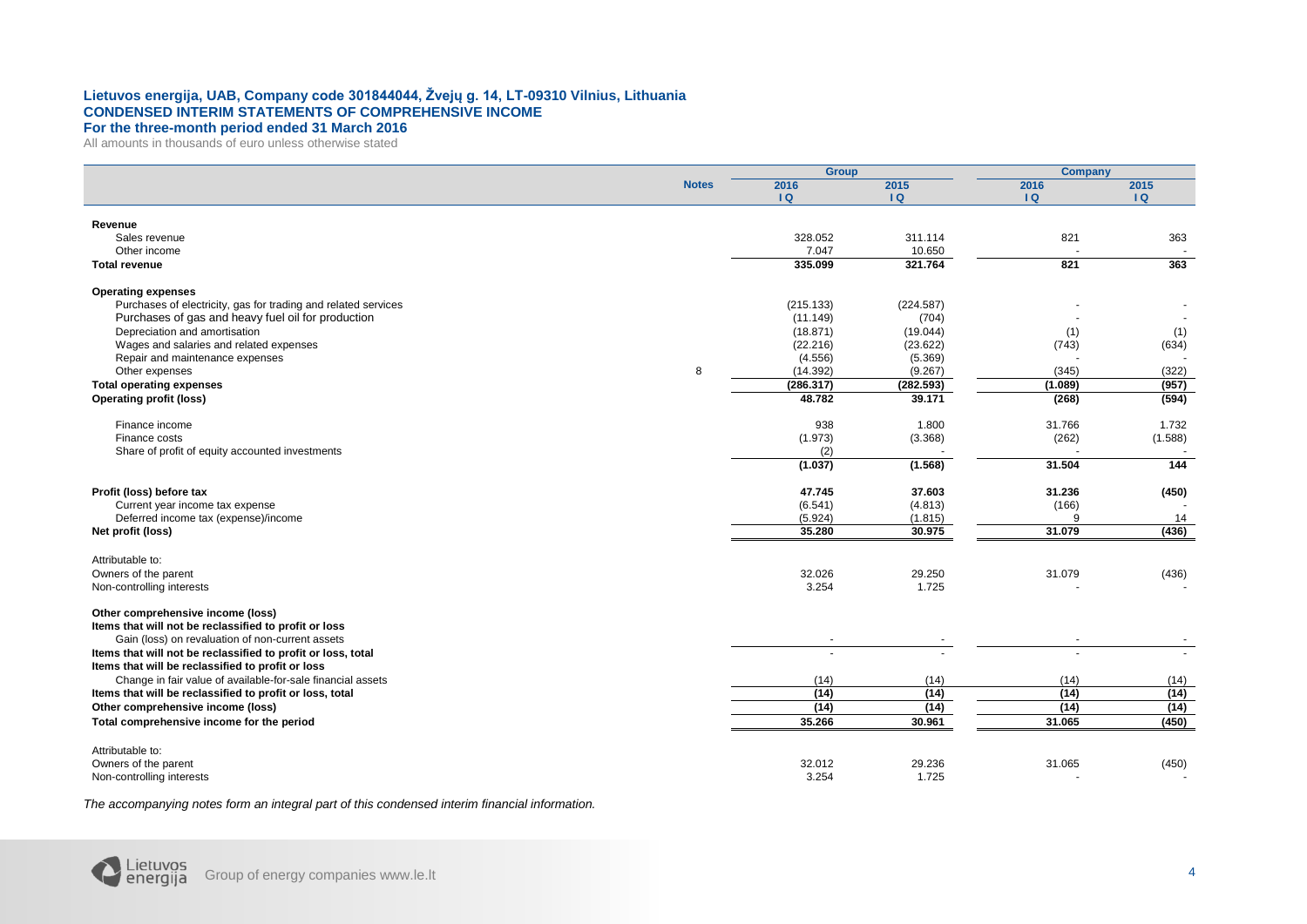**Lietuvos energija, UAB, Company code 301844044, Žvejų g. 14, LT-09310 Vilnius, Lithuania**
**CONDENSED INTERIM STATEMENTS OF COMPREHENSIVE INCOME**
**For the three-month period ended 31 March 2016**
All amounts in thousands of euro unless otherwise stated

| | Notes | Group | | Company | |
|---|---|---|---|---|---|
| | | 2016 I Q | 2015 I Q | 2016 I Q | 2015 I Q |
| **Revenue** | | | | | |
| Sales revenue | | 328.052 | 311.114 | 821 | 363 |
| Other income | | 7.047 | 10.650 | - | - |
| **Total revenue** | | **335.099** | **321.764** | **821** | **363** |
| **Operating expenses** | | | | | |
| Purchases of electricity, gas for trading and related services | | (215.133) | (224.587) | - | - |
| Purchases of gas and heavy fuel oil for production | | (11.149) | (704) | - | - |
| Depreciation and amortisation | | (18.871) | (19.044) | (1) | (1) |
| Wages and salaries and related expenses | | (22.216) | (23.622) | (743) | (634) |
| Repair and maintenance expenses | | (4.556) | (5.369) | - | - |
| Other expenses | 8 | (14.392) | (9.267) | (345) | (322) |
| **Total operating expenses** | | **(286.317)** | **(282.593)** | **(1.089)** | **(957)** |
| **Operating profit (loss)** | | **48.782** | **39.171** | **(268)** | **(594)** |
| Finance income | | 938 | 1.800 | 31.766 | 1.732 |
| Finance costs | | (1.973) | (3.368) | (262) | (1.588) |
| Share of profit of equity accounted investments | | (2) | - | - | - |
| | | **(1.037)** | **(1.568)** | **31.504** | **144** |
| **Profit (loss) before tax** | | **47.745** | **37.603** | **31.236** | **(450)** |
| Current year income tax expense | | (6.541) | (4.813) | (166) | - |
| Deferred income tax (expense)/income | | (5.924) | (1.815) | 9 | 14 |
| **Net profit (loss)** | | **35.280** | **30.975** | **31.079** | **(436)** |
| Attributable to: | | | | | |
| Owners of the parent | | 32.026 | 29.250 | 31.079 | (436) |
| Non-controlling interests | | 3.254 | 1.725 | - | - |
| **Other comprehensive income (loss)** | | | | | |
| **Items that will not be reclassified to profit or loss** | | | | | |
| Gain (loss) on revaluation of non-current assets | | - | - | - | - |
| **Items that will not be reclassified to profit or loss, total** | | - | - | - | - |
| **Items that will be reclassified to profit or loss** | | | | | |
| Change in fair value of available-for-sale financial assets | | (14) | (14) | (14) | (14) |
| **Items that will be reclassified to profit or loss, total** | | **(14)** | **(14)** | **(14)** | **(14)** |
| **Other comprehensive income (loss)** | | **(14)** | **(14)** | **(14)** | **(14)** |
| **Total comprehensive income for the period** | | **35.266** | **30.961** | **31.065** | **(450)** |
| Attributable to: | | | | | |
| Owners of the parent | | 32.012 | 29.236 | 31.065 | (450) |
| Non-controlling interests | | 3.254 | 1.725 | - | - |

*The accompanying notes form an integral part of this condensed interim financial information.*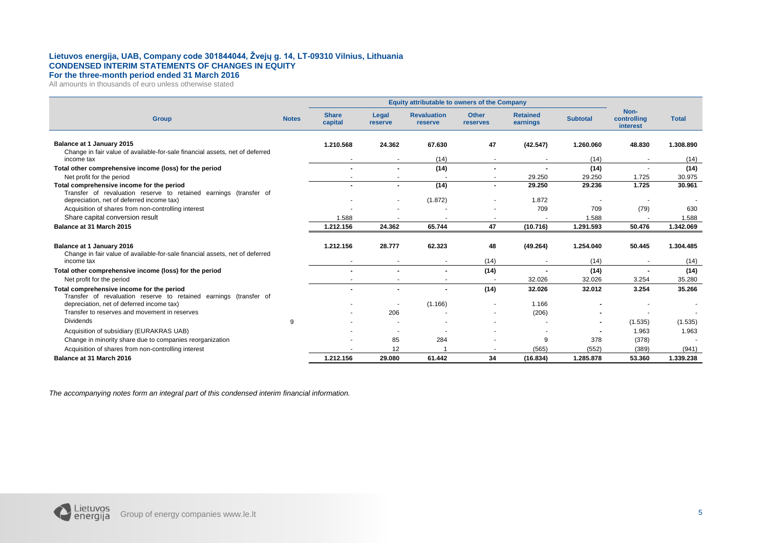**Lietuvos energija, UAB, Company code 301844044, Žvejų g. 14, LT-09310 Vilnius, Lithuania**
**CONDENSED INTERIM STATEMENTS OF CHANGES IN EQUITY**
**For the three-month period ended 31 March 2016**
All amounts in thousands of euro unless otherwise stated

| Group | Notes | Equity attributable to owners of the Company | | | | | | Non-controlling interest | Total |
|---|---|---|---|---|---|---|---|---|---|
| | | Share capital | Legal reserve | Revaluation reserve | Other reserves | Retained earnings | Subtotal | | |
| **Balance at 1 January 2015** | | **1.210.568** | **24.362** | **67.630** | **47** | **(42.547)** | **1.260.060** | **48.830** | **1.308.890** |
| Change in fair value of available-for-sale financial assets, net of deferred income tax | | - | - | (14) | - | - | (14) | - | (14) |
| **Total other comprehensive income (loss) for the period** | | **-** | **-** | **(14)** | **-** | **-** | **(14)** | - | **(14)** |
| Net profit for the period | | - | - | - | - | 29.250 | 29.250 | 1.725 | 30.975 |
| **Total comprehensive income for the period** | | **-** | **-** | **(14)** | **-** | **29.250** | **29.236** | **1.725** | **30.961** |
| Transfer of revaluation reserve to retained earnings (transfer of depreciation, net of deferred income tax) | | - | - | (1.872) | - | 1.872 | - | - | - |
| Acquisition of shares from non-controlling interest | | - | - | - | - | 709 | 709 | (79) | 630 |
| Share capital conversion result | | 1.588 | - | - | - | - | 1.588 | - | 1.588 |
| **Balance at 31 March 2015** | | **1.212.156** | **24.362** | **65.744** | **47** | **(10.716)** | **1.291.593** | **50.476** | **1.342.069** |
| | | | | | | | | | |
| **Balance at 1 January 2016** | | **1.212.156** | **28.777** | **62.323** | **48** | **(49.264)** | **1.254.040** | **50.445** | **1.304.485** |
| Change in fair value of available-for-sale financial assets, net of deferred income tax | | - | - | - | (14) | - | (14) | - | (14) |
| **Total other comprehensive income (loss) for the period** | | **-** | **-** | **-** | **(14)** | **-** | **(14)** | **-** | **(14)** |
| Net profit for the period | | - | - | - | - | 32.026 | 32.026 | 3.254 | 35.280 |
| **Total comprehensive income for the period** | | **-** | **-** | **-** | **(14)** | **32.026** | **32.012** | **3.254** | **35.266** |
| Transfer of revaluation reserve to retained earnings (transfer of depreciation, net of deferred income tax) | | - | - | (1.166) | - | 1.166 | **-** | - | - |
| Transfer to reserves and movement in reserves | | - | 206 | - | - | (206) | **-** | - | - |
| Dividends | 9 | - | - | - | - | - | **-** | (1.535) | (1.535) |
| Acquisition of subsidiary (EURAKRAS UAB) | | - | - | - | - | - | **-** | 1.963 | 1.963 |
| Change in minority share due to companies reorganization | | - | 85 | 284 | - | 9 | 378 | (378) | - |
| Acquisition of shares from non-controlling interest | | - | 12 | 1 | - | (565) | (552) | (389) | (941) |
| **Balance at 31 March 2016** | | **1.212.156** | **29.080** | **61.442** | **34** | **(16.834)** | **1.285.878** | **53.360** | **1.339.238** |

*The accompanying notes form an integral part of this condensed interim financial information.*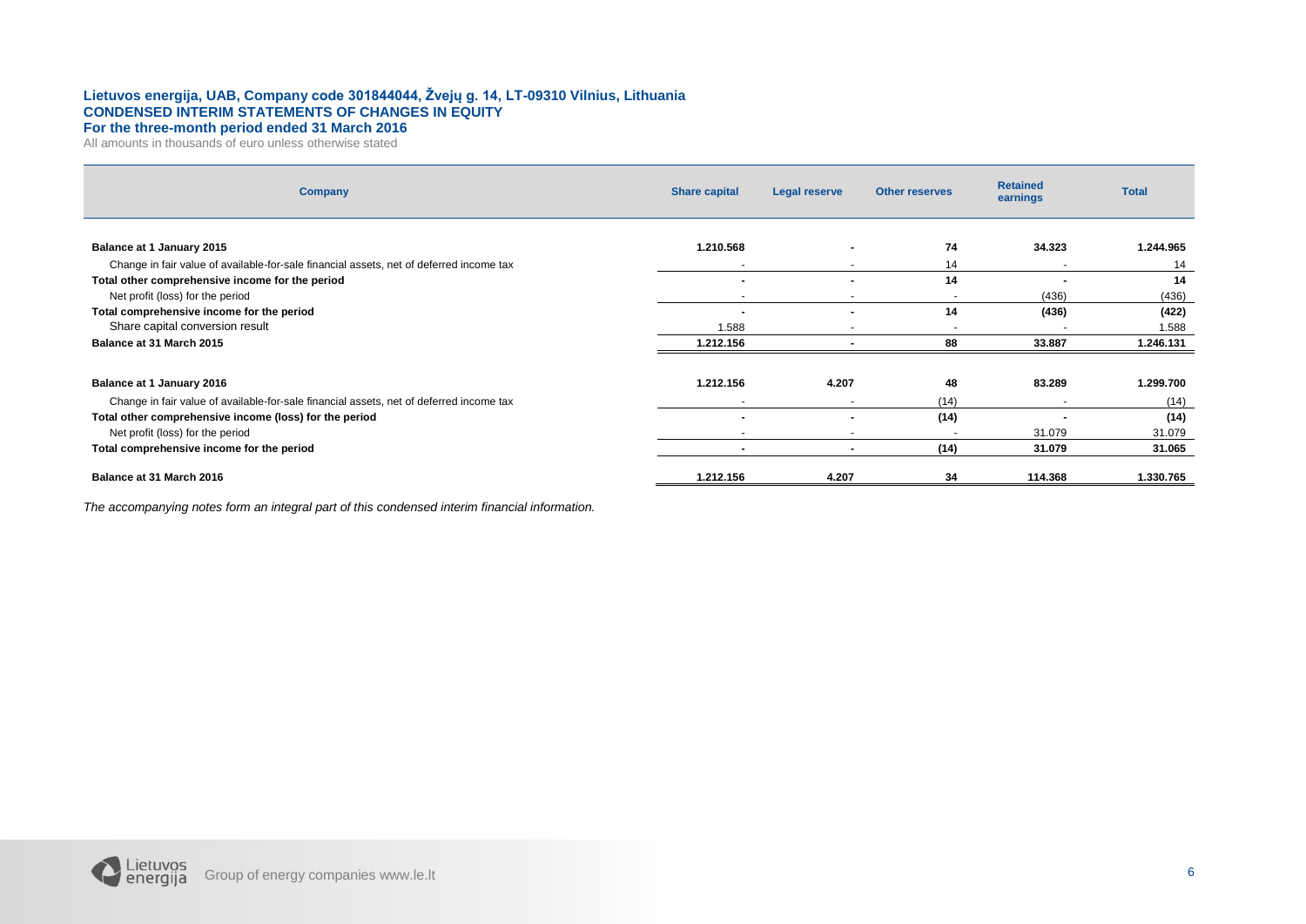**Lietuvos energija, UAB, Company code 301844044, Žvejų g. 14, LT-09310 Vilnius, Lithuania**
**CONDENSED INTERIM STATEMENTS OF CHANGES IN EQUITY**
**For the three-month period ended 31 March 2016**
All amounts in thousands of euro unless otherwise stated

| Company | Share capital | Legal reserve | Other reserves | Retained earnings | Total |
|---|---|---|---|---|---|
| **Balance at 1 January 2015** | **1.210.568** | **-** | **74** | **34.323** | **1.244.965** |
| Change in fair value of available-for-sale financial assets, net of deferred income tax | - | - | 14 | - | 14 |
| **Total other comprehensive income for the period** | **-** | **-** | **14** | **-** | **14** |
| Net profit (loss) for the period | - | - | - | (436) | (436) |
| **Total comprehensive income for the period** | **-** | **-** | **14** | **(436)** | **(422)** |
| Share capital conversion result | 1.588 | - | - | - | 1.588 |
| **Balance at 31 March 2015** | **1.212.156** | **-** | **88** | **33.887** | **1.246.131** |
| | | | | | |
| **Balance at 1 January 2016** | **1.212.156** | **4.207** | **48** | **83.289** | **1.299.700** |
| Change in fair value of available-for-sale financial assets, net of deferred income tax | - | - | (14) | - | (14) |
| **Total other comprehensive income (loss) for the period** | **-** | **-** | **(14)** | **-** | **(14)** |
| Net profit (loss) for the period | - | - | - | 31.079 | 31.079 |
| **Total comprehensive income for the period** | **-** | **-** | **(14)** | **31.079** | **31.065** |
| **Balance at 31 March 2016** | **1.212.156** | **4.207** | **34** | **114.368** | **1.330.765** |

*The accompanying notes form an integral part of this condensed interim financial information.*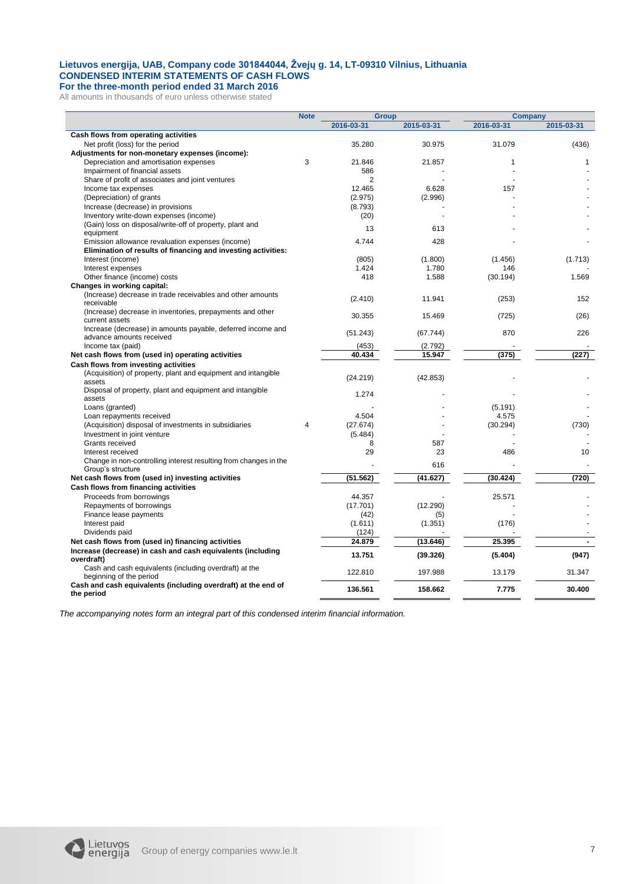**Lietuvos energija, UAB, Company code 301844044, Žvejų g. 14, LT-09310 Vilnius, Lithuania**
**CONDENSED INTERIM STATEMENTS OF CASH FLOWS**
**For the three-month period ended 31 March 2016**

All amounts in thousands of euro unless otherwise stated

| | Note | Group | | Company | |
|---|---|---|---|---|---|
| | | 2016-03-31 | 2015-03-31 | 2016-03-31 | 2015-03-31 |
| **Cash flows from operating activities** | | | | | |
| Net profit (loss) for the period | | 35.280 | 30.975 | 31.079 | (436) |
| **Adjustments for non-monetary expenses (income):** | | | | | |
| Depreciation and amortisation expenses | 3 | 21.846 | 21.857 | 1 | 1 |
| Impairment of financial assets | | 586 | - | - | - |
| Share of profit of associates and joint ventures | | 2 | - | - | - |
| Income tax expenses | | 12.465 | 6.628 | 157 | - |
| (Depreciation) of grants | | (2.975) | (2.996) | - | - |
| Increase (decrease) in provisions | | (8.793) | - | - | - |
| Inventory write-down expenses (income) | | (20) | - | - | - |
| (Gain) loss on disposal/write-off of property, plant and equipment | | 13 | 613 | - | - |
| Emission allowance revaluation expenses (income) | | 4.744 | 428 | - | - |
| **Elimination of results of financing and investing activities:** | | | | | |
| Interest (income) | | (805) | (1.800) | (1.456) | (1.713) |
| Interest expenses | | 1.424 | 1.780 | 146 | - |
| Other finance (income) costs | | 418 | 1.588 | (30.194) | 1.569 |
| **Changes in working capital:** | | | | | |
| (Increase) decrease in trade receivables and other amounts receivable | | (2.410) | 11.941 | (253) | 152 |
| (Increase) decrease in inventories, prepayments and other current assets | | 30.355 | 15.469 | (725) | (26) |
| Increase (decrease) in amounts payable, deferred income and advance amounts received | | (51.243) | (67.744) | 870 | 226 |
| Income tax (paid) | | (453) | (2.792) | - | - |
| **Net cash flows from (used in) operating activities** | | **40.434** | **15.947** | **(375)** | **(227)** |
| **Cash flows from investing activities** | | | | | |
| (Acquisition) of property, plant and equipment and intangible assets | | (24.219) | (42.853) | - | - |
| Disposal of property, plant and equipment and intangible assets | | 1.274 | - | - | - |
| Loans (granted) | | - | - | (5.191) | - |
| Loan repayments received | | 4.504 | - | 4.575 | - |
| (Acquisition) disposal of investments in subsidiaries | 4 | (27.674) | - | (30.294) | (730) |
| Investment in joint venture | | (5.484) | - | - | - |
| Grants received | | 8 | 587 | - | - |
| Interest received | | 29 | 23 | 486 | 10 |
| Change in non-controlling interest resulting from changes in the Group's structure | | - | 616 | - | - |
| **Net cash flows from (used in) investing activities** | | **(51.562)** | **(41.627)** | **(30.424)** | **(720)** |
| **Cash flows from financing activities** | | | | | |
| Proceeds from borrowings | | 44.357 | - | 25.571 | - |
| Repayments of borrowings | | (17.701) | (12.290) | - | - |
| Finance lease payments | | (42) | (5) | - | - |
| Interest paid | | (1.611) | (1.351) | (176) | - |
| Dividends paid | | (124) | - | - | - |
| **Net cash flows from (used in) financing activities** | | **24.879** | **(13.646)** | **25.395** | **-** |
| **Increase (decrease) in cash and cash equivalents (including overdraft)** | | **13.751** | **(39.326)** | **(5.404)** | **(947)** |
| Cash and cash equivalents (including overdraft) at the beginning of the period | | 122.810 | 197.988 | 13.179 | 31.347 |
| **Cash and cash equivalents (including overdraft) at the end of the period** | | **136.561** | **158.662** | **7.775** | **30.400** |

*The accompanying notes form an integral part of this condensed interim financial information.*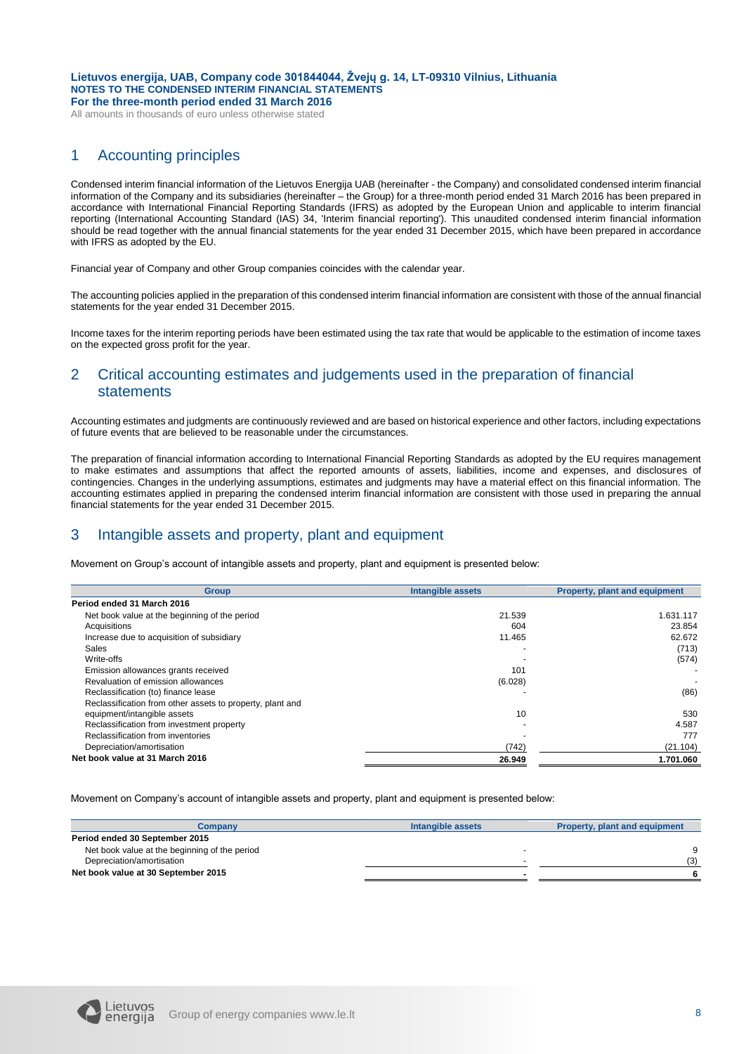# 1 Accounting principles

Condensed interim financial information of the Lietuvos Energija UAB (hereinafter - the Company) and consolidated condensed interim financial information of the Company and its subsidiaries (hereinafter – the Group) for a three-month period ended 31 March 2016 has been prepared in accordance with International Financial Reporting Standards (IFRS) as adopted by the European Union and applicable to interim financial reporting (International Accounting Standard (IAS) 34, 'Interim financial reporting'). This unaudited condensed interim financial information should be read together with the annual financial statements for the year ended 31 December 2015, which have been prepared in accordance with IFRS as adopted by the EU.

Financial year of Company and other Group companies coincides with the calendar year.

The accounting policies applied in the preparation of this condensed interim financial information are consistent with those of the annual financial statements for the year ended 31 December 2015.

Income taxes for the interim reporting periods have been estimated using the tax rate that would be applicable to the estimation of income taxes on the expected gross profit for the year.

# 2 Critical accounting estimates and judgements used in the preparation of financial statements

Accounting estimates and judgments are continuously reviewed and are based on historical experience and other factors, including expectations of future events that are believed to be reasonable under the circumstances.

The preparation of financial information according to International Financial Reporting Standards as adopted by the EU requires management to make estimates and assumptions that affect the reported amounts of assets, liabilities, income and expenses, and disclosures of contingencies. Changes in the underlying assumptions, estimates and judgments may have a material effect on this financial information. The accounting estimates applied in preparing the condensed interim financial information are consistent with those used in preparing the annual financial statements for the year ended 31 December 2015.

# 3 Intangible assets and property, plant and equipment

Movement on Group's account of intangible assets and property, plant and equipment is presented below:

| Group | Intangible assets | Property, plant and equipment |
|---|---|---|
| **Period ended 31 March 2016** | | |
| Net book value at the beginning of the period | 21.539 | 1.631.117 |
| Acquisitions | 604 | 23.854 |
| Increase due to acquisition of subsidiary | 11.465 | 62.672 |
| Sales | - | (713) |
| Write-offs | - | (574) |
| Emission allowances grants received | 101 | - |
| Revaluation of emission allowances | (6.028) | - |
| Reclassification (to) finance lease | - | (86) |
| Reclassification from other assets to property, plant and equipment/intangible assets | 10 | 530 |
| Reclassification from investment property | - | 4.587 |
| Reclassification from inventories | - | 777 |
| Depreciation/amortisation | (742) | (21.104) |
| **Net book value at 31 March 2016** | **26.949** | **1.701.060** |

Movement on Company's account of intangible assets and property, plant and equipment is presented below:

| Company | Intangible assets | Property, plant and equipment |
|---|---|---|
| **Period ended 30 September 2015** | | |
| Net book value at the beginning of the period | - | 9 |
| Depreciation/amortisation | - | (3) |
| **Net book value at 30 September 2015** | **-** | **6** |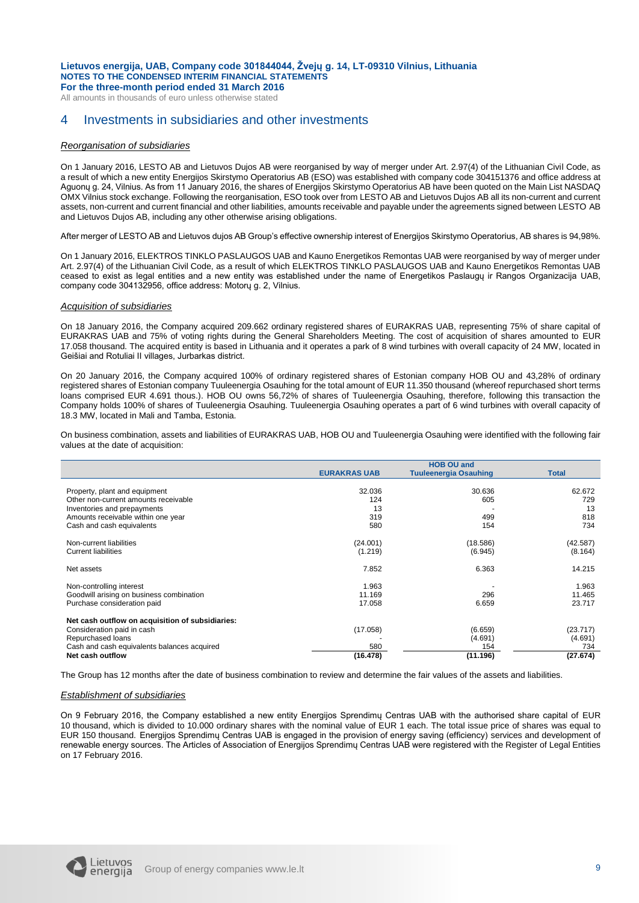# 4 Investments in subsidiaries and other investments

*Reorganisation of subsidiaries*

On 1 January 2016, LESTO AB and Lietuvos Dujos AB were reorganised by way of merger under Art. 2.97(4) of the Lithuanian Civil Code, as a result of which a new entity Energijos Skirstymo Operatorius AB (ESO) was established with company code 304151376 and office address at Aguonų g. 24, Vilnius. As from 11 January 2016, the shares of Energijos Skirstymo Operatorius AB have been quoted on the Main List NASDAQ OMX Vilnius stock exchange. Following the reorganisation, ESO took over from LESTO AB and Lietuvos Dujos AB all its non-current and current assets, non-current and current financial and other liabilities, amounts receivable and payable under the agreements signed between LESTO AB and Lietuvos Dujos AB, including any other otherwise arising obligations.

After merger of LESTO AB and Lietuvos dujos AB Group's effective ownership interest of Energijos Skirstymo Operatorius, AB shares is 94,98%.

On 1 January 2016, ELEKTROS TINKLO PASLAUGOS UAB and Kauno Energetikos Remontas UAB were reorganised by way of merger under Art. 2.97(4) of the Lithuanian Civil Code, as a result of which ELEKTROS TINKLO PASLAUGOS UAB and Kauno Energetikos Remontas UAB ceased to exist as legal entities and a new entity was established under the name of Energetikos Paslaugų ir Rangos Organizacija UAB, company code 304132956, office address: Motorų g. 2, Vilnius.

*Acquisition of subsidiaries*

On 18 January 2016, the Company acquired 209.662 ordinary registered shares of EURAKRAS UAB, representing 75% of share capital of EURAKRAS UAB and 75% of voting rights during the General Shareholders Meeting. The cost of acquisition of shares amounted to EUR 17.058 thousand. The acquired entity is based in Lithuania and it operates a park of 8 wind turbines with overall capacity of 24 MW, located in Geišiai and Rotuliai II villages, Jurbarkas district.

On 20 January 2016, the Company acquired 100% of ordinary registered shares of Estonian company HOB OU and 43,28% of ordinary registered shares of Estonian company Tuuleenergia Osauhing for the total amount of EUR 11.350 thousand (whereof repurchased short terms loans comprised EUR 4.691 thous.). HOB OU owns 56,72% of shares of Tuuleenergia Osauhing, therefore, following this transaction the Company holds 100% of shares of Tuuleenergia Osauhing. Tuuleenergia Osauhing operates a part of 6 wind turbines with overall capacity of 18.3 MW, located in Mali and Tamba, Estonia.

On business combination, assets and liabilities of EURAKRAS UAB, HOB OU and Tuuleenergia Osauhing were identified with the following fair values at the date of acquisition:

| | EURAKRAS UAB | HOB OU and Tuuleenergia Osauhing | Total |
|---|---|---|---|
| Property, plant and equipment | 32.036 | 30.636 | 62.672 |
| Other non-current amounts receivable | 124 | 605 | 729 |
| Inventories and prepayments | 13 | - | 13 |
| Amounts receivable within one year | 319 | 499 | 818 |
| Cash and cash equivalents | 580 | 154 | 734 |
| Non-current liabilities | (24.001) | (18.586) | (42.587) |
| Current liabilities | (1.219) | (6.945) | (8.164) |
| Net assets | 7.852 | 6.363 | 14.215 |
| Non-controlling interest | 1.963 | - | 1.963 |
| Goodwill arising on business combination | 11.169 | 296 | 11.465 |
| Purchase consideration paid | 17.058 | 6.659 | 23.717 |
| **Net cash outflow on acquisition of subsidiaries:** | | | |
| Consideration paid in cash | (17.058) | (6.659) | (23.717) |
| Repurchased loans | - | (4.691) | (4.691) |
| Cash and cash equivalents balances acquired | 580 | 154 | 734 |
| **Net cash outflow** | **(16.478)** | **(11.196)** | **(27.674)** |

The Group has 12 months after the date of business combination to review and determine the fair values of the assets and liabilities.

*Establishment of subsidiaries*

On 9 February 2016, the Company established a new entity Energijos Sprendimų Centras UAB with the authorised share capital of EUR 10 thousand, which is divided to 10.000 ordinary shares with the nominal value of EUR 1 each. The total issue price of shares was equal to EUR 150 thousand. Energijos Sprendimų Centras UAB is engaged in the provision of energy saving (efficiency) services and development of renewable energy sources. The Articles of Association of Energijos Sprendimų Centras UAB were registered with the Register of Legal Entities on 17 February 2016.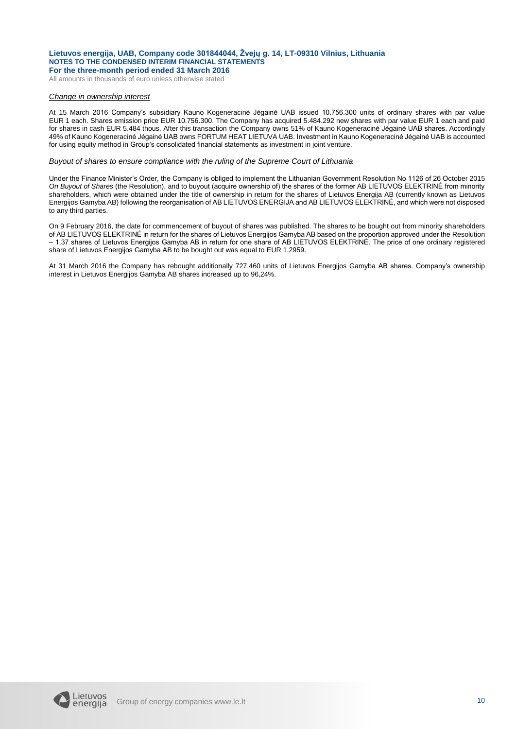*Change in ownership interest*

At 15 March 2016 Company's subsidiary Kauno Kogeneracinė Jėgainė UAB issued 10.756.300 units of ordinary shares with par value EUR 1 each. Shares emission price EUR 10.756.300. The Company has acquired 5.484.292 new shares with par value EUR 1 each and paid for shares in cash EUR 5.484 thous. After this transaction the Company owns 51% of Kauno Kogeneracinė Jėgainė UAB shares. Accordingly 49% of Kauno Kogeneracinė Jėgainė UAB owns FORTUM HEAT LIETUVA UAB. Investment in Kauno Kogeneracinė Jėgainė UAB is accounted for using equity method in Group's consolidated financial statements as investment in joint venture.

*Buyout of shares to ensure compliance with the ruling of the Supreme Court of Lithuania*

Under the Finance Minister's Order, the Company is obliged to implement the Lithuanian Government Resolution No 1126 of 26 October 2015 *On Buyout of Shares* (the Resolution), and to buyout (acquire ownership of) the shares of the former AB LIETUVOS ELEKTRINĖ from minority shareholders, which were obtained under the title of ownership in return for the shares of Lietuvos Energija AB (currently known as Lietuvos Energijos Gamyba AB) following the reorganisation of AB LIETUVOS ENERGIJA and AB LIETUVOS ELEKTRINĖ, and which were not disposed to any third parties.

On 9 February 2016, the date for commencement of buyout of shares was published. The shares to be bought out from minority shareholders of AB LIETUVOS ELEKTRINĖ in return for the shares of Lietuvos Energijos Gamyba AB based on the proportion approved under the Resolution – 1,37 shares of Lietuvos Energijos Gamyba AB in return for one share of AB LIETUVOS ELEKTRINĖ. The price of one ordinary registered share of Lietuvos Energijos Gamyba AB to be bought out was equal to EUR 1.2959.

At 31 March 2016 the Company has rebought additionally 727.460 units of Lietuvos Energijos Gamyba AB shares. Company's ownership interest in Lietuvos Energijos Gamyba AB shares increased up to 96,24%.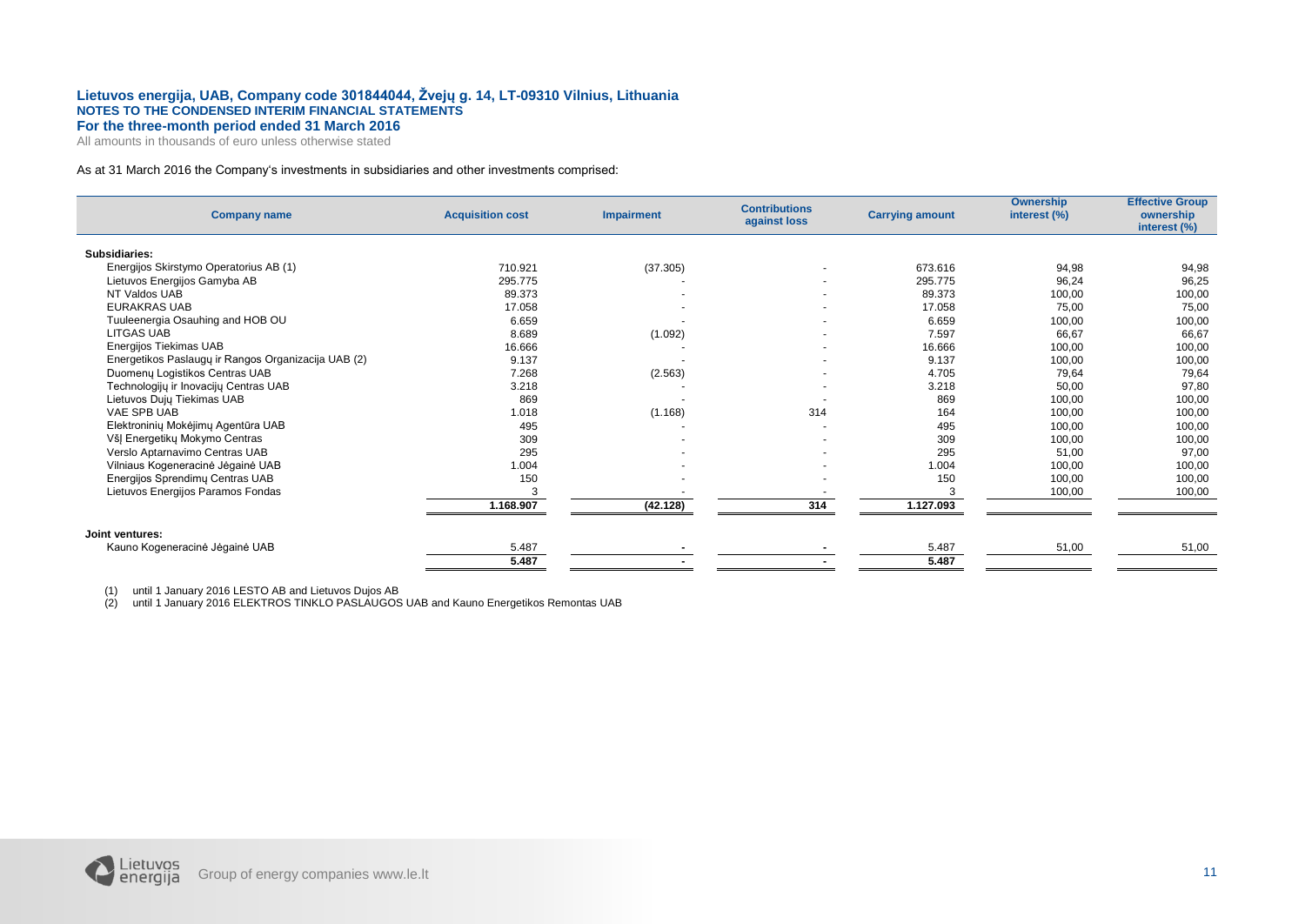As at 31 March 2016 the Company's investments in subsidiaries and other investments comprised:

| Company name | Acquisition cost | Impairment | Contributions against loss | Carrying amount | Ownership interest (%) | Effective Group ownership interest (%) |
|---|---|---|---|---|---|---|
| **Subsidiaries:** | | | | | | |
| Energijos Skirstymo Operatorius AB (1) | 710.921 | (37.305) | - | 673.616 | 94,98 | 94,98 |
| Lietuvos Energijos Gamyba AB | 295.775 | - | - | 295.775 | 96,24 | 96,25 |
| NT Valdos UAB | 89.373 | - | - | 89.373 | 100,00 | 100,00 |
| EURAKRAS UAB | 17.058 | - | - | 17.058 | 75,00 | 75,00 |
| Tuuleenergia Osauhing and HOB OU | 6.659 | - | - | 6.659 | 100,00 | 100,00 |
| LITGAS UAB | 8.689 | (1.092) | - | 7.597 | 66,67 | 66,67 |
| Energijos Tiekimas UAB | 16.666 | - | - | 16.666 | 100,00 | 100,00 |
| Energetikos Paslaugų ir Rangos Organizacija UAB (2) | 9.137 | - | - | 9.137 | 100,00 | 100,00 |
| Duomenų Logistikos Centras UAB | 7.268 | (2.563) | - | 4.705 | 79,64 | 79,64 |
| Technologijų ir Inovacijų Centras UAB | 3.218 | - | - | 3.218 | 50,00 | 97,80 |
| Lietuvos Dujų Tiekimas UAB | 869 | - | - | 869 | 100,00 | 100,00 |
| VAE SPB UAB | 1.018 | (1.168) | 314 | 164 | 100,00 | 100,00 |
| Elektroninių Mokėjimų Agentūra UAB | 495 | - | - | 495 | 100,00 | 100,00 |
| VšĮ Energetikų Mokymo Centras | 309 | - | - | 309 | 100,00 | 100,00 |
| Verslo Aptarnavimo Centras UAB | 295 | - | - | 295 | 51,00 | 97,00 |
| Vilniaus Kogeneracinė Jėgainė UAB | 1.004 | - | - | 1.004 | 100,00 | 100,00 |
| Energijos Sprendimų Centras UAB | 150 | - | - | 150 | 100,00 | 100,00 |
| Lietuvos Energijos Paramos Fondas | 3 | - | - | 3 | 100,00 | 100,00 |
| | **1.168.907** | **(42.128)** | **314** | **1.127.093** | | |
| **Joint ventures:** | | | | | | |
| Kauno Kogeneracinė Jėgainė UAB | 5.487 | - | - | 5.487 | 51,00 | 51,00 |
| | **5.487** | **-** | **-** | **5.487** | | |

(1) until 1 January 2016 LESTO AB and Lietuvos Dujos AB

(2) until 1 January 2016 ELEKTROS TINKLO PASLAUGOS UAB and Kauno Energetikos Remontas UAB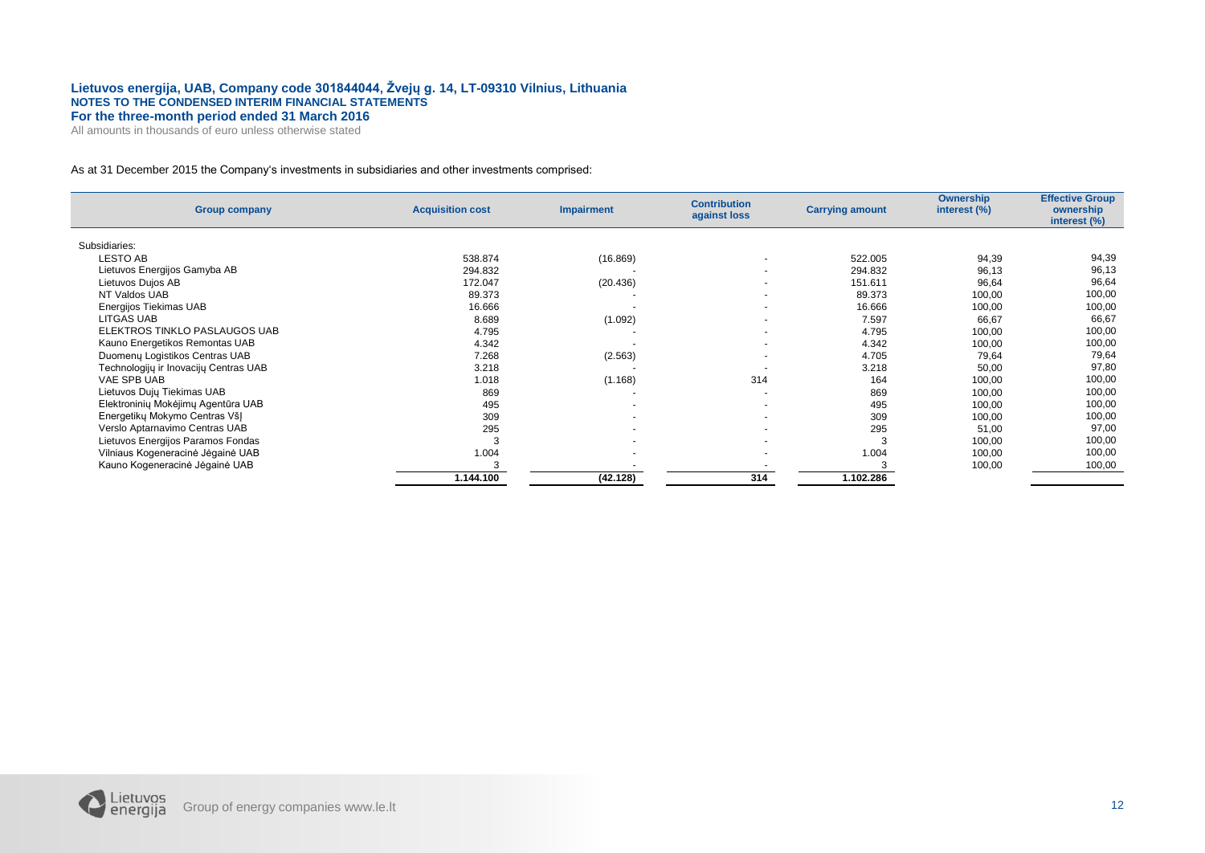As at 31 December 2015 the Company's investments in subsidiaries and other investments comprised:

| Group company | Acquisition cost | Impairment | Contribution against loss | Carrying amount | Ownership interest (%) | Effective Group ownership interest (%) |
|---|---|---|---|---|---|---|
| Subsidiaries: | | | | | | |
| LESTO AB | 538.874 | (16.869) | - | 522.005 | 94,39 | 94,39 |
| Lietuvos Energijos Gamyba AB | 294.832 | - | - | 294.832 | 96,13 | 96,13 |
| Lietuvos Dujos AB | 172.047 | (20.436) | - | 151.611 | 96,64 | 96,64 |
| NT Valdos UAB | 89.373 | - | - | 89.373 | 100,00 | 100,00 |
| Energijos Tiekimas UAB | 16.666 | - | - | 16.666 | 100,00 | 100,00 |
| LITGAS UAB | 8.689 | (1.092) | - | 7.597 | 66,67 | 66,67 |
| ELEKTROS TINKLO PASLAUGOS UAB | 4.795 | - | - | 4.795 | 100,00 | 100,00 |
| Kauno Energetikos Remontas UAB | 4.342 | - | - | 4.342 | 100,00 | 100,00 |
| Duomenų Logistikos Centras UAB | 7.268 | (2.563) | - | 4.705 | 79,64 | 79,64 |
| Technologijų ir Inovacijų Centras UAB | 3.218 | - | - | 3.218 | 50,00 | 97,80 |
| VAE SPB UAB | 1.018 | (1.168) | 314 | 164 | 100,00 | 100,00 |
| Lietuvos Dujų Tiekimas UAB | 869 | - | - | 869 | 100,00 | 100,00 |
| Elektroninių Mokėjimų Agentūra UAB | 495 | - | - | 495 | 100,00 | 100,00 |
| Energetikų Mokymo Centras VšĮ | 309 | - | - | 309 | 100,00 | 100,00 |
| Verslo Aptarnavimo Centras UAB | 295 | - | - | 295 | 51,00 | 97,00 |
| Lietuvos Energijos Paramos Fondas | 3 | - | - | 3 | 100,00 | 100,00 |
| Vilniaus Kogeneracinė Jėgainė UAB | 1.004 | - | - | 1.004 | 100,00 | 100,00 |
| Kauno Kogeneracinė Jėgainė UAB | 3 | - | - | 3 | 100,00 | 100,00 |
| | **1.144.100** | **(42.128)** | **314** | **1.102.286** | | |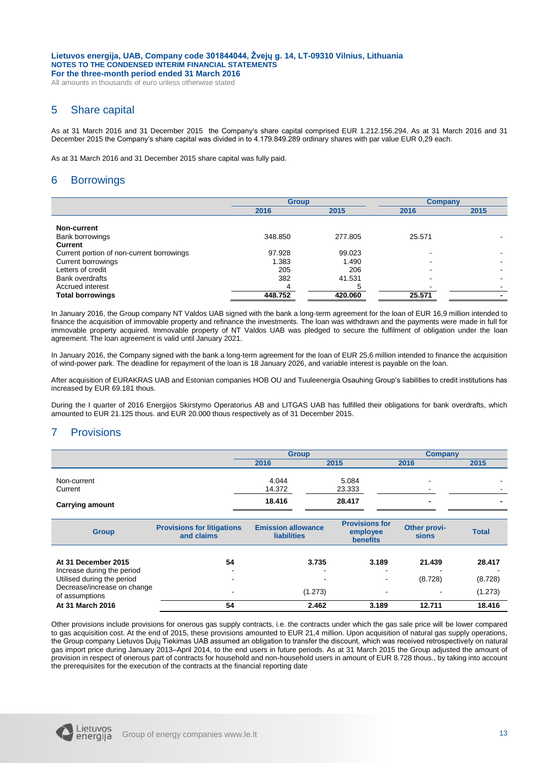## 5 Share capital

As at 31 March 2016 and 31 December 2015 the Company's share capital comprised EUR 1.212.156.294. As at 31 March 2016 and 31 December 2015 the Company's share capital was divided in to 4.179.849.289 ordinary shares with par value EUR 0,29 each.

As at 31 March 2016 and 31 December 2015 share capital was fully paid.

## 6 Borrowings

| | Group | | Company | |
|---|---|---|---|---|
| | 2016 | 2015 | 2016 | 2015 |
| **Non-current** | | | | |
| Bank borrowings | 348.850 | 277.805 | 25.571 | - |
| **Current** | | | | |
| Current portion of non-current borrowings | 97.928 | 99.023 | - | - |
| Current borrowings | 1.383 | 1.490 | - | - |
| Letters of credit | 205 | 206 | - | - |
| Bank overdrafts | 382 | 41.531 | - | - |
| Accrued interest | 4 | 5 | - | - |
| **Total borrowings** | **448.752** | **420.060** | **25.571** | **-** |

In January 2016, the Group company NT Valdos UAB signed with the bank a long-term agreement for the loan of EUR 16,9 million intended to finance the acquisition of immovable property and refinance the investments. The loan was withdrawn and the payments were made in full for immovable property acquired. Immovable property of NT Valdos UAB was pledged to secure the fulfilment of obligation under the loan agreement. The loan agreement is valid until January 2021.

In January 2016, the Company signed with the bank a long-term agreement for the loan of EUR 25,6 million intended to finance the acquisition of wind-power park. The deadline for repayment of the loan is 18 January 2026, and variable interest is payable on the loan.

After acquisition of EURAKRAS UAB and Estonian companies HOB OU and Tuuleenergia Osauhing Group's liabilities to credit institutions has increased by EUR 69.181 thous.

During the I quarter of 2016 Energijos Skirstymo Operatorius AB and LITGAS UAB has fulfilled their obligations for bank overdrafts, which amounted to EUR 21.125 thous. and EUR 20.000 thous respectively as of 31 December 2015.

## 7 Provisions

| | Group | | Company | |
|---|---|---|---|---|
| | 2016 | 2015 | 2016 | 2015 |
| Non-current | 4.044 | 5.084 | - | - |
| Current | 14.372 | 23.333 | - | - |
| **Carrying amount** | **18.416** | **28.417** | **-** | **-** |

| Group | Provisions for litigations and claims | Emission allowance liabilities | Provisions for employee benefits | Other provisions | Total |
|---|---|---|---|---|---|
| **At 31 December 2015** | **54** | **3.735** | **3.189** | **21.439** | **28.417** |
| Increase during the period | - | - | - | - | - |
| Utilised during the period | - | - | - | (8.728) | (8.728) |
| Decrease/increase on change of assumptions | - | (1.273) | - | - | (1.273) |
| **At 31 March 2016** | **54** | **2.462** | **3.189** | **12.711** | **18.416** |

Other provisions include provisions for onerous gas supply contracts, i.e. the contracts under which the gas sale price will be lower compared to gas acquisition cost. At the end of 2015, these provisions amounted to EUR 21,4 million. Upon acquisition of natural gas supply operations, the Group company Lietuvos Dujų Tiekimas UAB assumed an obligation to transfer the discount, which was received retrospectively on natural gas import price during January 2013–April 2014, to the end users in future periods. As at 31 March 2015 the Group adjusted the amount of provision in respect of onerous part of contracts for household and non-household users in amount of EUR 8.728 thous., by taking into account the prerequisites for the execution of the contracts at the financial reporting date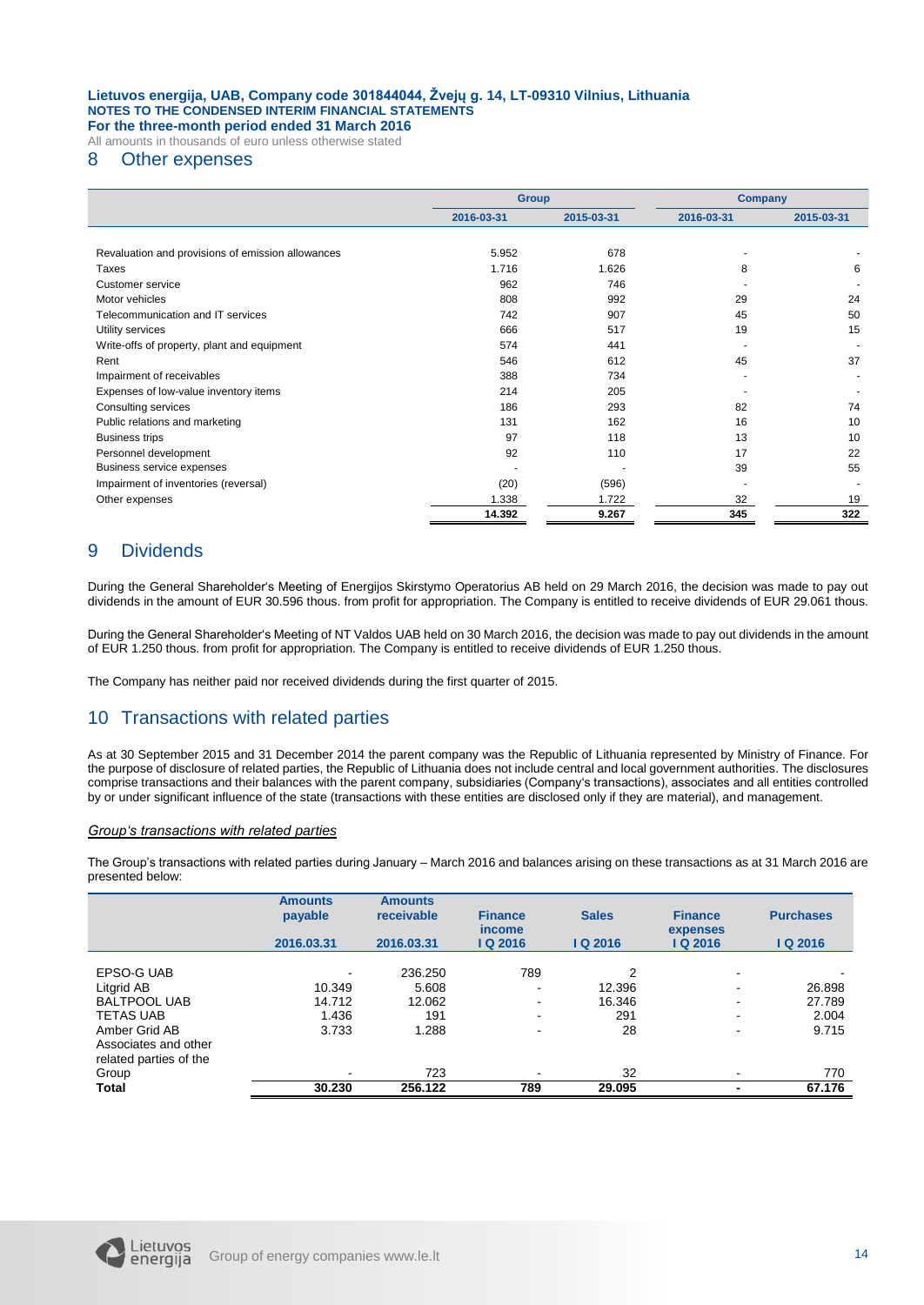# 8 Other expenses

| | Group | | Company | |
|---|---|---|---|---|
| | 2016-03-31 | 2015-03-31 | 2016-03-31 | 2015-03-31 |
| Revaluation and provisions of emission allowances | 5.952 | 678 | - | - |
| Taxes | 1.716 | 1.626 | 8 | 6 |
| Customer service | 962 | 746 | - | - |
| Motor vehicles | 808 | 992 | 29 | 24 |
| Telecommunication and IT services | 742 | 907 | 45 | 50 |
| Utility services | 666 | 517 | 19 | 15 |
| Write-offs of property, plant and equipment | 574 | 441 | - | - |
| Rent | 546 | 612 | 45 | 37 |
| Impairment of receivables | 388 | 734 | - | - |
| Expenses of low-value inventory items | 214 | 205 | - | - |
| Consulting services | 186 | 293 | 82 | 74 |
| Public relations and marketing | 131 | 162 | 16 | 10 |
| Business trips | 97 | 118 | 13 | 10 |
| Personnel development | 92 | 110 | 17 | 22 |
| Business service expenses | - | - | 39 | 55 |
| Impairment of inventories (reversal) | (20) | (596) | - | - |
| Other expenses | 1.338 | 1.722 | 32 | 19 |
| | **14.392** | **9.267** | **345** | **322** |

# 9 Dividends

During the General Shareholder's Meeting of Energijos Skirstymo Operatorius AB held on 29 March 2016, the decision was made to pay out dividends in the amount of EUR 30.596 thous. from profit for appropriation. The Company is entitled to receive dividends of EUR 29.061 thous.

During the General Shareholder's Meeting of NT Valdos UAB held on 30 March 2016, the decision was made to pay out dividends in the amount of EUR 1.250 thous. from profit for appropriation. The Company is entitled to receive dividends of EUR 1.250 thous.

The Company has neither paid nor received dividends during the first quarter of 2015.

# 10 Transactions with related parties

As at 30 September 2015 and 31 December 2014 the parent company was the Republic of Lithuania represented by Ministry of Finance. For the purpose of disclosure of related parties, the Republic of Lithuania does not include central and local government authorities. The disclosures comprise transactions and their balances with the parent company, subsidiaries (Company's transactions), associates and all entities controlled by or under significant influence of the state (transactions with these entities are disclosed only if they are material), and management.

*Group's transactions with related parties*

The Group's transactions with related parties during January – March 2016 and balances arising on these transactions as at 31 March 2016 are presented below:

| | Amounts payable | Amounts receivable | Finance income | Sales | Finance expenses | Purchases |
|---|---|---|---|---|---|---|
| | 2016.03.31 | 2016.03.31 | I Q 2016 | I Q 2016 | I Q 2016 | I Q 2016 |
| EPSO-G UAB | - | 236.250 | 789 | 2 | - | - |
| Litgrid AB | 10.349 | 5.608 | - | 12.396 | - | 26.898 |
| BALTPOOL UAB | 14.712 | 12.062 | - | 16.346 | - | 27.789 |
| TETAS UAB | 1.436 | 191 | - | 291 | - | 2.004 |
| Amber Grid AB | 3.733 | 1.288 | - | 28 | - | 9.715 |
| Associates and other related parties of the Group | - | 723 | - | 32 | - | 770 |
| **Total** | **30.230** | **256.122** | **789** | **29.095** | **-** | **67.176** |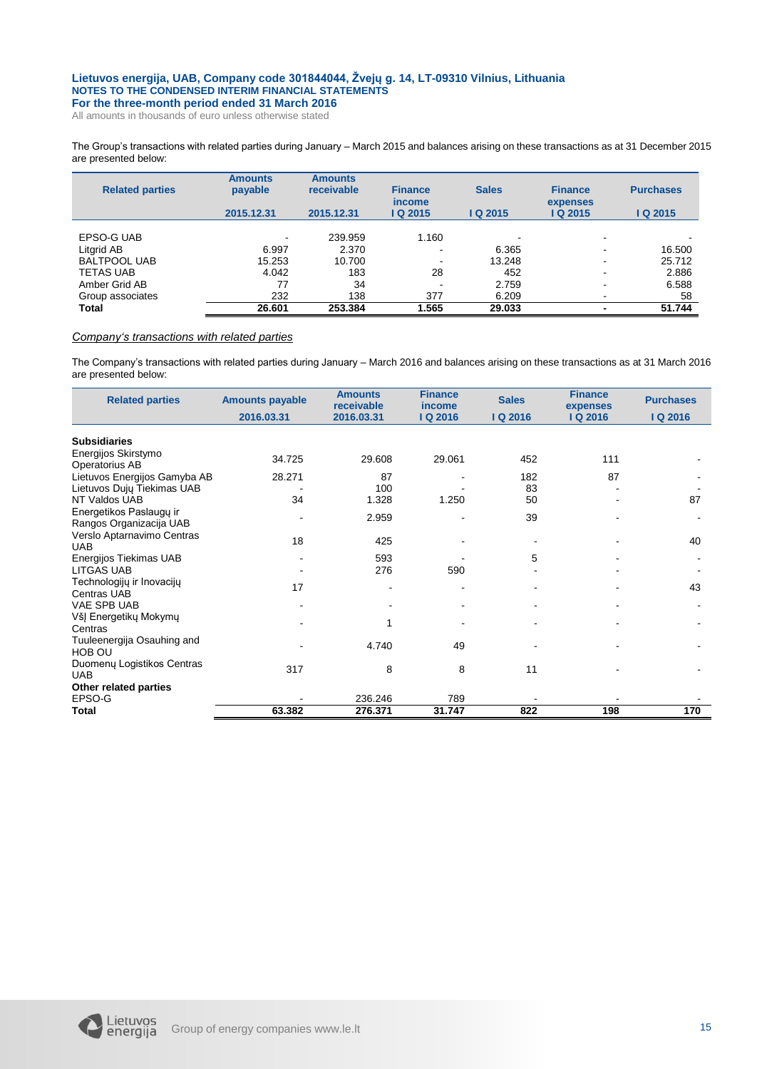The Group's transactions with related parties during January – March 2015 and balances arising on these transactions as at 31 December 2015 are presented below:

| Related parties | Amounts payable | Amounts receivable | Finance income | Sales | Finance expenses | Purchases |
|---|---|---|---|---|---|---|
| | 2015.12.31 | 2015.12.31 | I Q 2015 | I Q 2015 | I Q 2015 | I Q 2015 |
| EPSO-G UAB | - | 239.959 | 1.160 | - | - | - |
| Litgrid AB | 6.997 | 2.370 | - | 6.365 | - | 16.500 |
| BALTPOOL UAB | 15.253 | 10.700 | - | 13.248 | - | 25.712 |
| TETAS UAB | 4.042 | 183 | 28 | 452 | - | 2.886 |
| Amber Grid AB | 77 | 34 | - | 2.759 | - | 6.588 |
| Group associates | 232 | 138 | 377 | 6.209 | - | 58 |
| **Total** | **26.601** | **253.384** | **1.565** | **29.033** | **-** | **51.744** |

*Company's transactions with related parties*

The Company's transactions with related parties during January – March 2016 and balances arising on these transactions as at 31 March 2016 are presented below:

| Related parties | Amounts payable | Amounts receivable | Finance income | Sales | Finance expenses | Purchases |
|---|---|---|---|---|---|---|
| | 2016.03.31 | 2016.03.31 | I Q 2016 | I Q 2016 | I Q 2016 | I Q 2016 |
| **Subsidiaries** | | | | | | |
| Energijos Skirstymo Operatorius AB | 34.725 | 29.608 | 29.061 | 452 | 111 | - |
| Lietuvos Energijos Gamyba AB | 28.271 | 87 | - | 182 | 87 | - |
| Lietuvos Dujų Tiekimas UAB | - | 100 | - | 83 | - | - |
| NT Valdos UAB | 34 | 1.328 | 1.250 | 50 | - | 87 |
| Energetikos Paslaugų ir Rangos Organizacija UAB | - | 2.959 | - | 39 | - | - |
| Verslo Aptarnavimo Centras UAB | 18 | 425 | - | - | - | 40 |
| Energijos Tiekimas UAB | - | 593 | - | 5 | - | - |
| LITGAS UAB | - | 276 | 590 | - | - | - |
| Technologijų ir Inovacijų Centras UAB | 17 | - | - | - | - | 43 |
| VAE SPB UAB | - | - | - | - | - | - |
| VšĮ Energetikų Mokymų Centras | - | 1 | - | - | - | - |
| Tuuleenergija Osauhing and HOB OU | - | 4.740 | 49 | - | - | - |
| Duomenų Logistikos Centras UAB | 317 | 8 | 8 | 11 | - | - |
| **Other related parties** | | | | | | |
| EPSO-G | - | 236.246 | 789 | - | - | - |
| **Total** | **63.382** | **276.371** | **31.747** | **822** | **198** | **170** |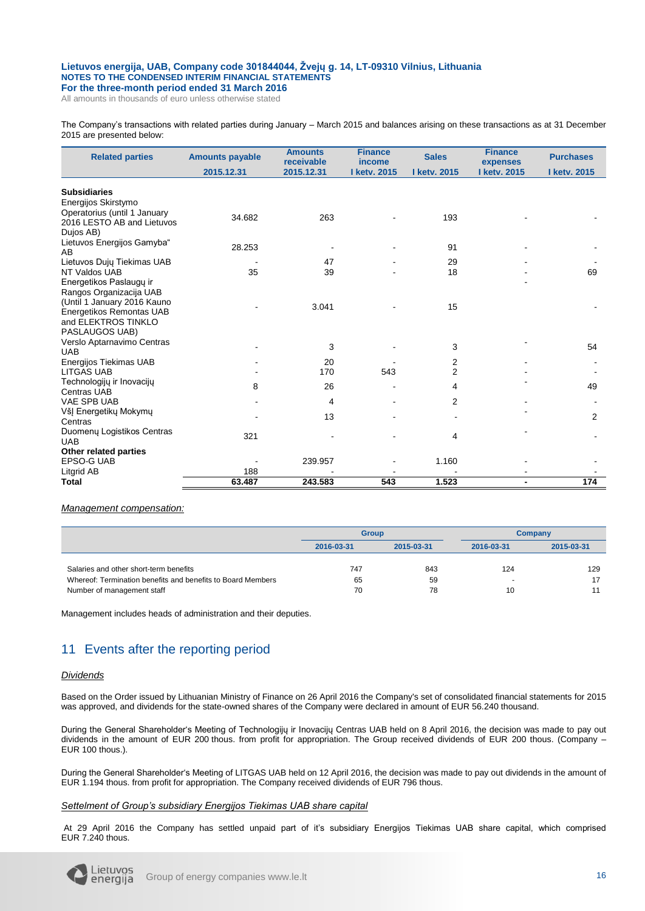The Company's transactions with related parties during January – March 2015 and balances arising on these transactions as at 31 December 2015 are presented below:

| Related parties | Amounts payable 2015.12.31 | Amounts receivable 2015.12.31 | Finance income I ketv. 2015 | Sales I ketv. 2015 | Finance expenses I ketv. 2015 | Purchases I ketv. 2015 |
|---|---|---|---|---|---|---|
| **Subsidiaries** | | | | | | |
| Energijos Skirstymo Operatorius (until 1 January 2016 LESTO AB and Lietuvos Dujos AB) | 34.682 | 263 | - | 193 | - | - |
| Lietuvos Energijos Gamyba" AB | 28.253 | - | - | 91 | - | - |
| Lietuvos Dujų Tiekimas UAB | - | 47 | - | 29 | - | - |
| NT Valdos UAB | 35 | 39 | - | 18 | - | 69 |
| Energetikos Paslaugų ir Rangos Organizacija UAB (Until 1 January 2016 Kauno Energetikos Remontas UAB and ELEKTROS TINKLO PASLAUGOS UAB) | - | 3.041 | - | 15 | - | - |
| Verslo Aptarnavimo Centras UAB | - | 3 | - | 3 | - | 54 |
| Energijos Tiekimas UAB | - | 20 | - | 2 | - | - |
| LITGAS UAB | - | 170 | 543 | 2 | - | - |
| Technologijų ir Inovacijų Centras UAB | 8 | 26 | - | 4 | - | 49 |
| VAE SPB UAB | - | 4 | - | 2 | - | - |
| VšĮ Energetikų Mokymų Centras | - | 13 | - | - | - | 2 |
| Duomenų Logistikos Centras UAB | 321 | - | - | 4 | - | - |
| **Other related parties** | | | | | | |
| EPSO-G UAB | - | 239.957 | - | 1.160 | - | - |
| Litgrid AB | 188 | - | - | - | - | - |
| **Total** | **63.487** | **243.583** | **543** | **1.523** | **-** | **174** |

*Management compensation:*

| | Group | | Company | |
|---|---|---|---|---|
| | 2016-03-31 | 2015-03-31 | 2016-03-31 | 2015-03-31 |
| Salaries and other short-term benefits | 747 | 843 | 124 | 129 |
| Whereof: Termination benefits and benefits to Board Members | 65 | 59 | - | 17 |
| Number of management staff | 70 | 78 | 10 | 11 |

Management includes heads of administration and their deputies.

# 11 Events after the reporting period

*Dividends*

Based on the Order issued by Lithuanian Ministry of Finance on 26 April 2016 the Company's set of consolidated financial statements for 2015 was approved, and dividends for the state-owned shares of the Company were declared in amount of EUR 56.240 thousand.

During the General Shareholder's Meeting of Technologijų ir Inovacijų Centras UAB held on 8 April 2016, the decision was made to pay out dividends in the amount of EUR 200 thous. from profit for appropriation. The Group received dividends of EUR 200 thous. (Company – EUR 100 thous.).

During the General Shareholder's Meeting of LITGAS UAB held on 12 April 2016, the decision was made to pay out dividends in the amount of EUR 1.194 thous. from profit for appropriation. The Company received dividends of EUR 796 thous.

*Settelment of Group's subsidiary Energijos Tiekimas UAB share capital*

At 29 April 2016 the Company has settled unpaid part of it's subsidiary Energijos Tiekimas UAB share capital, which comprised EUR 7.240 thous.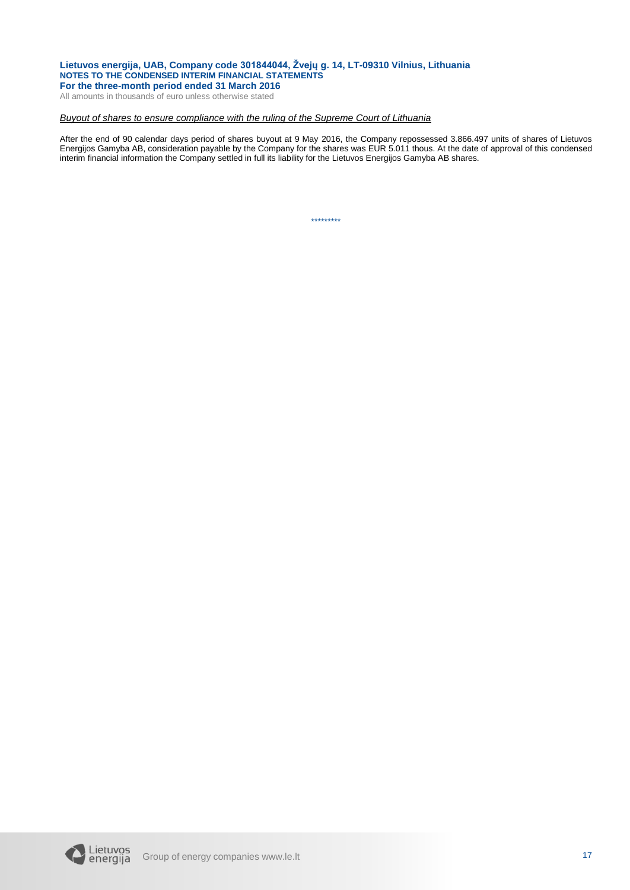*Buyout of shares to ensure compliance with the ruling of the Supreme Court of Lithuania*

After the end of 90 calendar days period of shares buyout at 9 May 2016, the Company repossessed 3.866.497 units of shares of Lietuvos Energijos Gamyba AB, consideration payable by the Company for the shares was EUR 5.011 thous. At the date of approval of this condensed interim financial information the Company settled in full its liability for the Lietuvos Energijos Gamyba AB shares.

*********